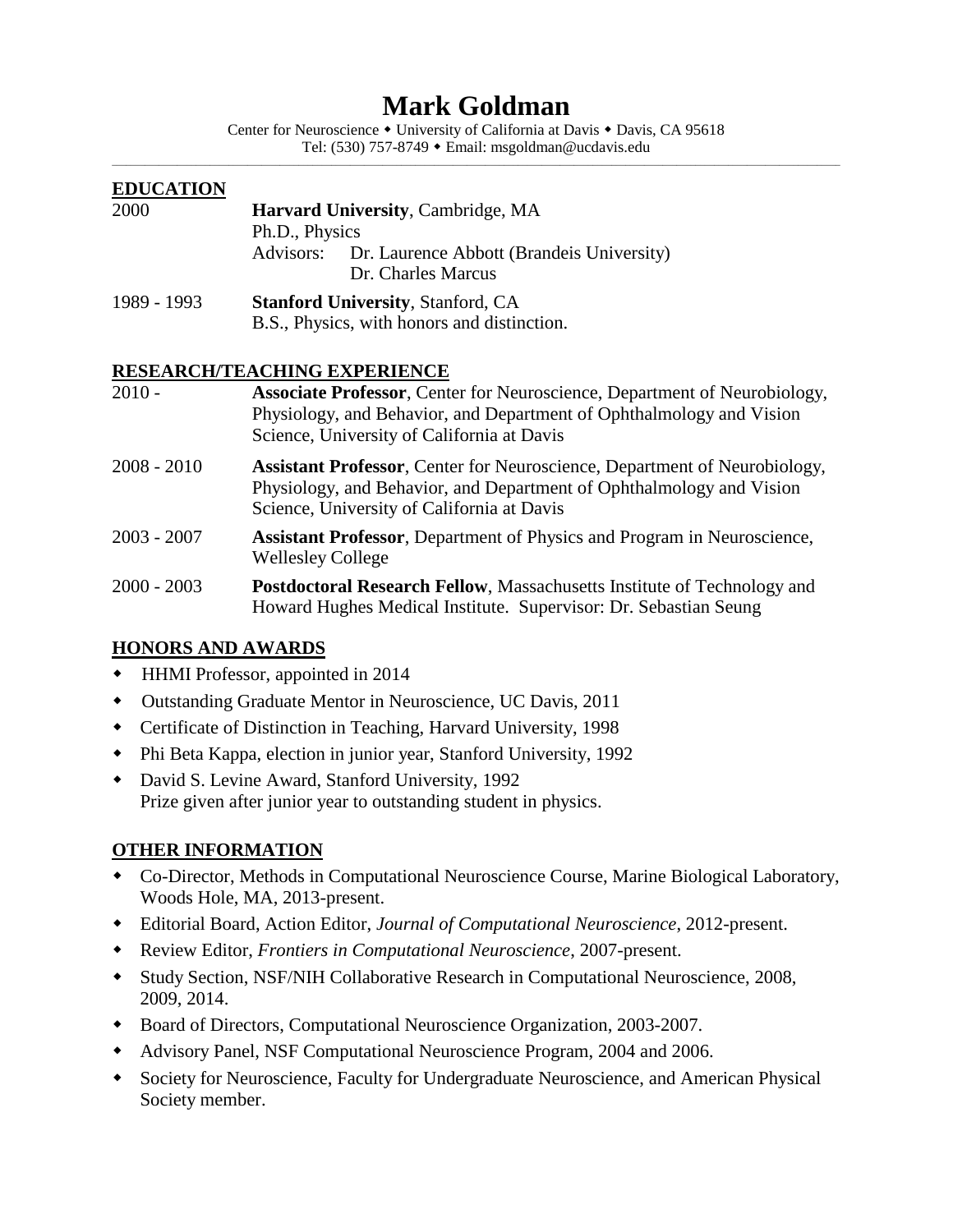# Mark Goldman

Center for Neuroscience ◆ University of California at Davis ◆ Davis, CA 95618
Tel: (530) 757-8749 ◆ Email: msgoldman@ucdavis.edu

---

## EDUCATION

2000 — **Harvard University**, Cambridge, MA
Ph.D., Physics
Advisors: Dr. Laurence Abbott (Brandeis University)
Dr. Charles Marcus

1989 - 1993 — **Stanford University**, Stanford, CA
B.S., Physics, with honors and distinction.

## RESEARCH/TEACHING EXPERIENCE

2010 - — **Associate Professor**, Center for Neuroscience, Department of Neurobiology, Physiology, and Behavior, and Department of Ophthalmology and Vision Science, University of California at Davis

2008 - 2010 — **Assistant Professor**, Center for Neuroscience, Department of Neurobiology, Physiology, and Behavior, and Department of Ophthalmology and Vision Science, University of California at Davis

2003 - 2007 — **Assistant Professor**, Department of Physics and Program in Neuroscience, Wellesley College

2000 - 2003 — **Postdoctoral Research Fellow**, Massachusetts Institute of Technology and Howard Hughes Medical Institute. Supervisor: Dr. Sebastian Seung

## HONORS AND AWARDS

- HHMI Professor, appointed in 2014
- Outstanding Graduate Mentor in Neuroscience, UC Davis, 2011
- Certificate of Distinction in Teaching, Harvard University, 1998
- Phi Beta Kappa, election in junior year, Stanford University, 1992
- David S. Levine Award, Stanford University, 1992
  Prize given after junior year to outstanding student in physics.

## OTHER INFORMATION

- Co-Director, Methods in Computational Neuroscience Course, Marine Biological Laboratory, Woods Hole, MA, 2013-present.
- Editorial Board, Action Editor, *Journal of Computational Neuroscience*, 2012-present.
- Review Editor, *Frontiers in Computational Neuroscience*, 2007-present.
- Study Section, NSF/NIH Collaborative Research in Computational Neuroscience, 2008, 2009, 2014.
- Board of Directors, Computational Neuroscience Organization, 2003-2007.
- Advisory Panel, NSF Computational Neuroscience Program, 2004 and 2006.
- Society for Neuroscience, Faculty for Undergraduate Neuroscience, and American Physical Society member.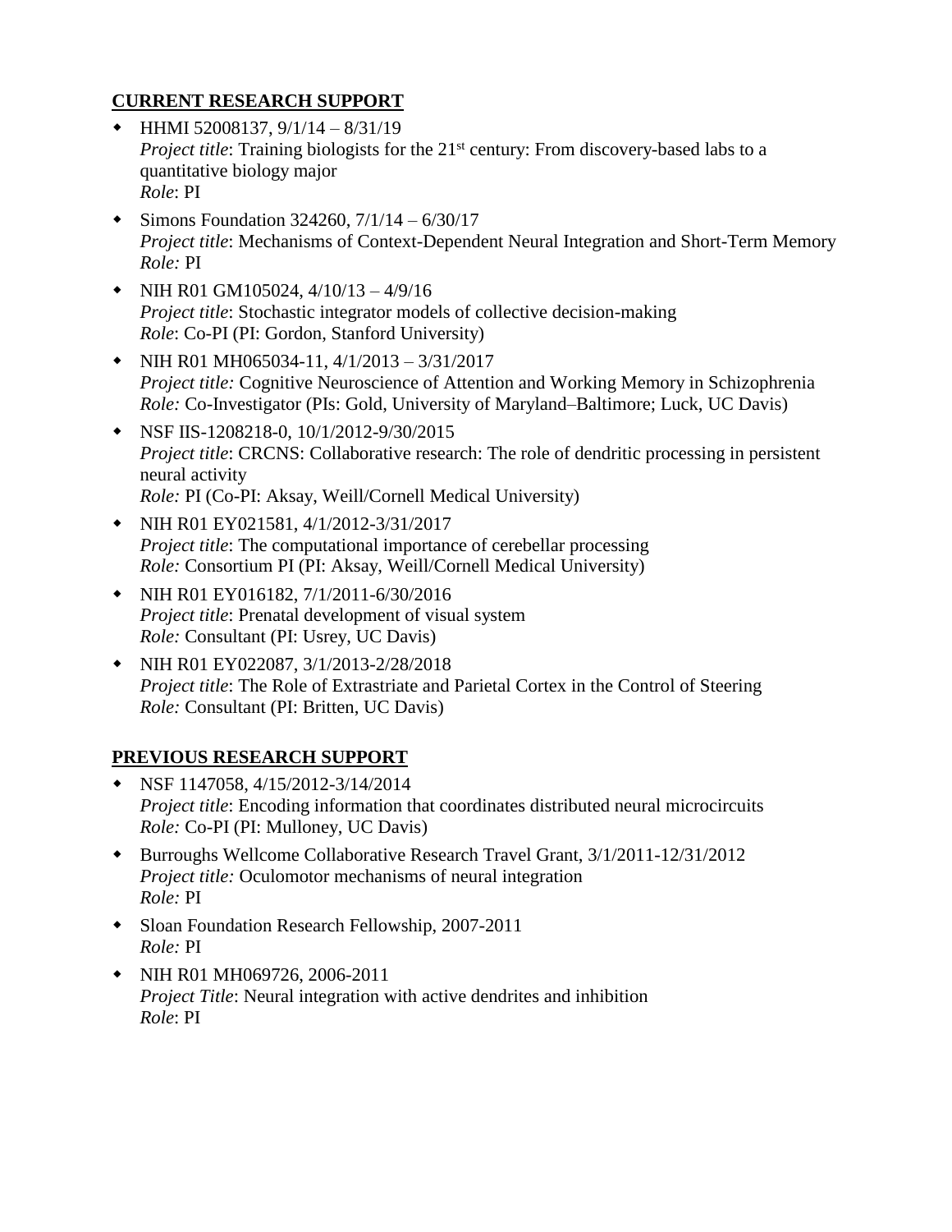## CURRENT RESEARCH SUPPORT

- HHMI 52008137, 9/1/14 – 8/31/19
  *Project title*: Training biologists for the 21st century: From discovery-based labs to a quantitative biology major
  *Role*: PI
- Simons Foundation 324260, 7/1/14 – 6/30/17
  *Project title*: Mechanisms of Context-Dependent Neural Integration and Short-Term Memory
  *Role:* PI
- NIH R01 GM105024, 4/10/13 – 4/9/16
  *Project title*: Stochastic integrator models of collective decision-making
  *Role*: Co-PI (PI: Gordon, Stanford University)
- NIH R01 MH065034-11, 4/1/2013 – 3/31/2017
  *Project title:* Cognitive Neuroscience of Attention and Working Memory in Schizophrenia
  *Role:* Co-Investigator (PIs: Gold, University of Maryland–Baltimore; Luck, UC Davis)
- NSF IIS-1208218-0, 10/1/2012-9/30/2015
  *Project title*: CRCNS: Collaborative research: The role of dendritic processing in persistent neural activity
  *Role:* PI (Co-PI: Aksay, Weill/Cornell Medical University)
- NIH R01 EY021581, 4/1/2012-3/31/2017
  *Project title*: The computational importance of cerebellar processing
  *Role:* Consortium PI (PI: Aksay, Weill/Cornell Medical University)
- NIH R01 EY016182, 7/1/2011-6/30/2016
  *Project title*: Prenatal development of visual system
  *Role:* Consultant (PI: Usrey, UC Davis)
- NIH R01 EY022087, 3/1/2013-2/28/2018
  *Project title*: The Role of Extrastriate and Parietal Cortex in the Control of Steering
  *Role:* Consultant (PI: Britten, UC Davis)

## PREVIOUS RESEARCH SUPPORT

- NSF 1147058, 4/15/2012-3/14/2014
  *Project title*: Encoding information that coordinates distributed neural microcircuits
  *Role:* Co-PI (PI: Mulloney, UC Davis)
- Burroughs Wellcome Collaborative Research Travel Grant, 3/1/2011-12/31/2012
  *Project title:* Oculomotor mechanisms of neural integration
  *Role:* PI
- Sloan Foundation Research Fellowship, 2007-2011
  *Role:* PI
- NIH R01 MH069726, 2006-2011
  *Project Title*: Neural integration with active dendrites and inhibition
  *Role*: PI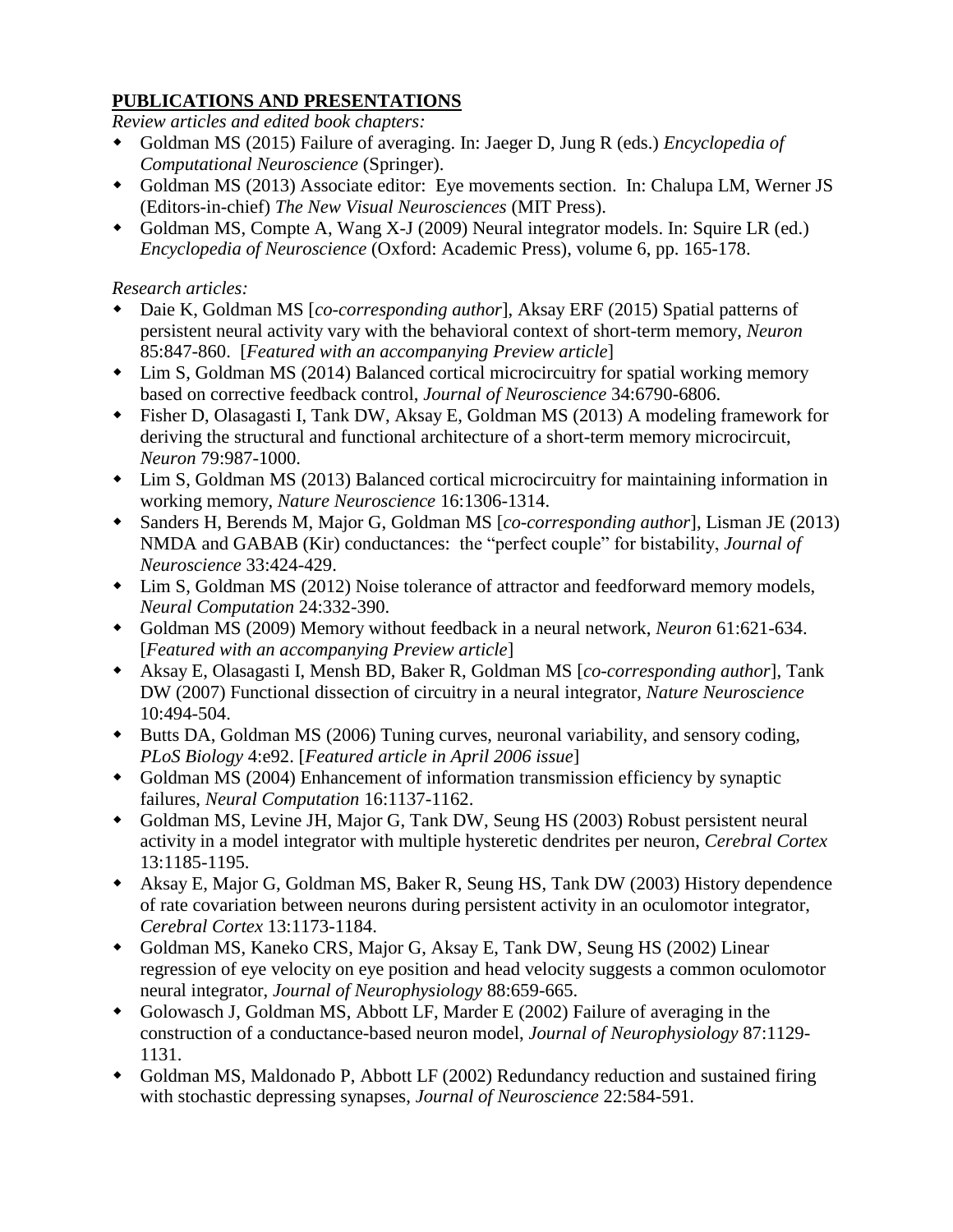**PUBLICATIONS AND PRESENTATIONS**

*Review articles and edited book chapters:*

- Goldman MS (2015) Failure of averaging. In: Jaeger D, Jung R (eds.) *Encyclopedia of Computational Neuroscience* (Springer).
- Goldman MS (2013) Associate editor: Eye movements section. In: Chalupa LM, Werner JS (Editors-in-chief) *The New Visual Neurosciences* (MIT Press).
- Goldman MS, Compte A, Wang X-J (2009) Neural integrator models. In: Squire LR (ed.) *Encyclopedia of Neuroscience* (Oxford: Academic Press), volume 6, pp. 165-178.

*Research articles:*

- Daie K, Goldman MS [*co-corresponding author*], Aksay ERF (2015) Spatial patterns of persistent neural activity vary with the behavioral context of short-term memory, *Neuron* 85:847-860. [*Featured with an accompanying Preview article*]
- Lim S, Goldman MS (2014) Balanced cortical microcircuitry for spatial working memory based on corrective feedback control, *Journal of Neuroscience* 34:6790-6806.
- Fisher D, Olasagasti I, Tank DW, Aksay E, Goldman MS (2013) A modeling framework for deriving the structural and functional architecture of a short-term memory microcircuit, *Neuron* 79:987-1000.
- Lim S, Goldman MS (2013) Balanced cortical microcircuitry for maintaining information in working memory, *Nature Neuroscience* 16:1306-1314.
- Sanders H, Berends M, Major G, Goldman MS [*co-corresponding author*], Lisman JE (2013) NMDA and GABAB (Kir) conductances: the "perfect couple" for bistability, *Journal of Neuroscience* 33:424-429.
- Lim S, Goldman MS (2012) Noise tolerance of attractor and feedforward memory models, *Neural Computation* 24:332-390.
- Goldman MS (2009) Memory without feedback in a neural network, *Neuron* 61:621-634. [*Featured with an accompanying Preview article*]
- Aksay E, Olasagasti I, Mensh BD, Baker R, Goldman MS [*co-corresponding author*], Tank DW (2007) Functional dissection of circuitry in a neural integrator, *Nature Neuroscience* 10:494-504.
- Butts DA, Goldman MS (2006) Tuning curves, neuronal variability, and sensory coding, *PLoS Biology* 4:e92. [*Featured article in April 2006 issue*]
- Goldman MS (2004) Enhancement of information transmission efficiency by synaptic failures, *Neural Computation* 16:1137-1162.
- Goldman MS, Levine JH, Major G, Tank DW, Seung HS (2003) Robust persistent neural activity in a model integrator with multiple hysteretic dendrites per neuron, *Cerebral Cortex* 13:1185-1195.
- Aksay E, Major G, Goldman MS, Baker R, Seung HS, Tank DW (2003) History dependence of rate covariation between neurons during persistent activity in an oculomotor integrator, *Cerebral Cortex* 13:1173-1184.
- Goldman MS, Kaneko CRS, Major G, Aksay E, Tank DW, Seung HS (2002) Linear regression of eye velocity on eye position and head velocity suggests a common oculomotor neural integrator, *Journal of Neurophysiology* 88:659-665.
- Golowasch J, Goldman MS, Abbott LF, Marder E (2002) Failure of averaging in the construction of a conductance-based neuron model, *Journal of Neurophysiology* 87:1129-1131.
- Goldman MS, Maldonado P, Abbott LF (2002) Redundancy reduction and sustained firing with stochastic depressing synapses, *Journal of Neuroscience* 22:584-591.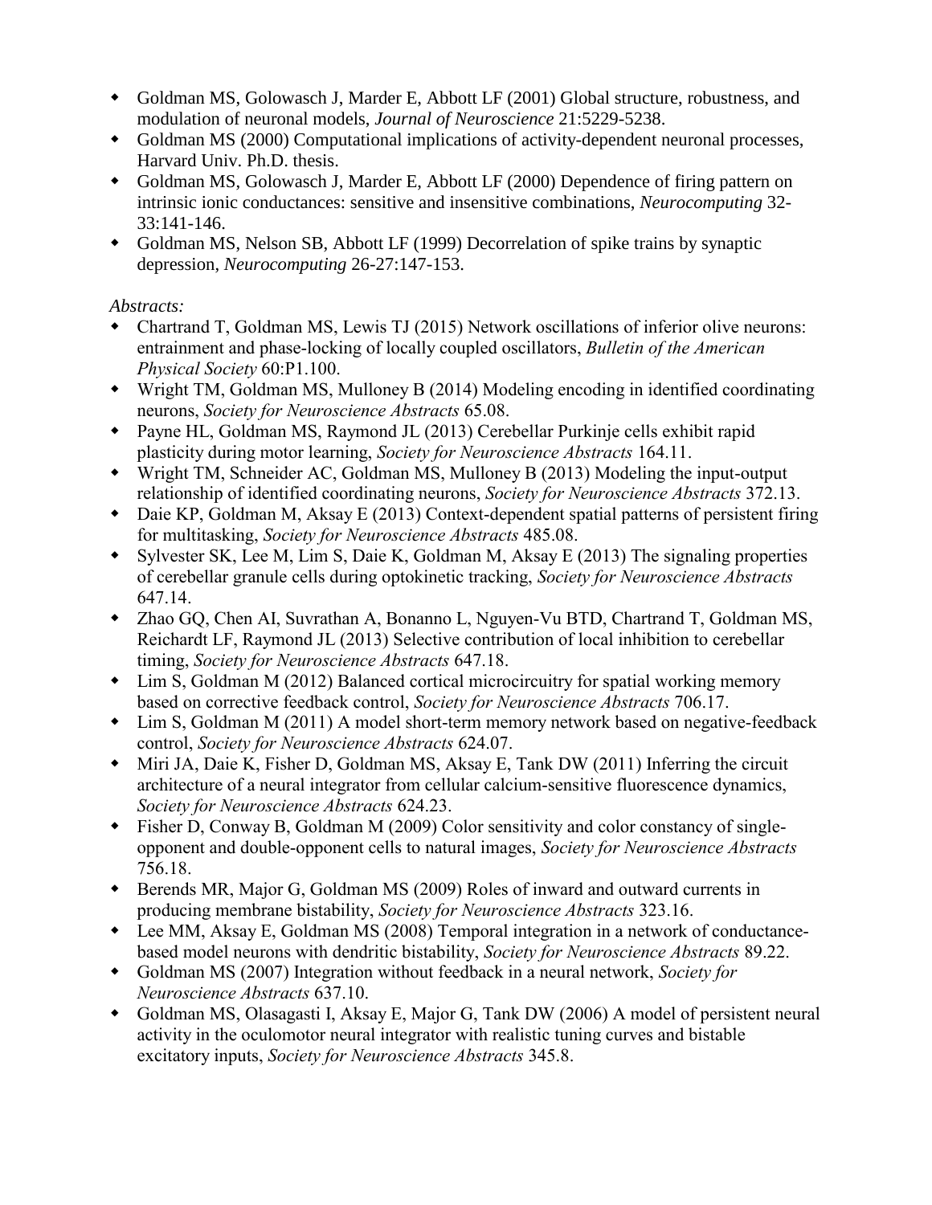- Goldman MS, Golowasch J, Marder E, Abbott LF (2001) Global structure, robustness, and modulation of neuronal models, *Journal of Neuroscience* 21:5229-5238.
- Goldman MS (2000) Computational implications of activity-dependent neuronal processes, Harvard Univ. Ph.D. thesis.
- Goldman MS, Golowasch J, Marder E, Abbott LF (2000) Dependence of firing pattern on intrinsic ionic conductances: sensitive and insensitive combinations, *Neurocomputing* 32-33:141-146.
- Goldman MS, Nelson SB, Abbott LF (1999) Decorrelation of spike trains by synaptic depression, *Neurocomputing* 26-27:147-153.

*Abstracts:*

- Chartrand T, Goldman MS, Lewis TJ (2015) Network oscillations of inferior olive neurons: entrainment and phase-locking of locally coupled oscillators, *Bulletin of the American Physical Society* 60:P1.100.
- Wright TM, Goldman MS, Mulloney B (2014) Modeling encoding in identified coordinating neurons, *Society for Neuroscience Abstracts* 65.08.
- Payne HL, Goldman MS, Raymond JL (2013) Cerebellar Purkinje cells exhibit rapid plasticity during motor learning, *Society for Neuroscience Abstracts* 164.11.
- Wright TM, Schneider AC, Goldman MS, Mulloney B (2013) Modeling the input-output relationship of identified coordinating neurons, *Society for Neuroscience Abstracts* 372.13.
- Daie KP, Goldman M, Aksay E (2013) Context-dependent spatial patterns of persistent firing for multitasking, *Society for Neuroscience Abstracts* 485.08.
- Sylvester SK, Lee M, Lim S, Daie K, Goldman M, Aksay E (2013) The signaling properties of cerebellar granule cells during optokinetic tracking, *Society for Neuroscience Abstracts* 647.14.
- Zhao GQ, Chen AI, Suvrathan A, Bonanno L, Nguyen-Vu BTD, Chartrand T, Goldman MS, Reichardt LF, Raymond JL (2013) Selective contribution of local inhibition to cerebellar timing, *Society for Neuroscience Abstracts* 647.18.
- Lim S, Goldman M (2012) Balanced cortical microcircuitry for spatial working memory based on corrective feedback control, *Society for Neuroscience Abstracts* 706.17.
- Lim S, Goldman M (2011) A model short-term memory network based on negative-feedback control, *Society for Neuroscience Abstracts* 624.07.
- Miri JA, Daie K, Fisher D, Goldman MS, Aksay E, Tank DW (2011) Inferring the circuit architecture of a neural integrator from cellular calcium-sensitive fluorescence dynamics, *Society for Neuroscience Abstracts* 624.23.
- Fisher D, Conway B, Goldman M (2009) Color sensitivity and color constancy of single-opponent and double-opponent cells to natural images, *Society for Neuroscience Abstracts* 756.18.
- Berends MR, Major G, Goldman MS (2009) Roles of inward and outward currents in producing membrane bistability, *Society for Neuroscience Abstracts* 323.16.
- Lee MM, Aksay E, Goldman MS (2008) Temporal integration in a network of conductance-based model neurons with dendritic bistability, *Society for Neuroscience Abstracts* 89.22.
- Goldman MS (2007) Integration without feedback in a neural network, *Society for Neuroscience Abstracts* 637.10.
- Goldman MS, Olasagasti I, Aksay E, Major G, Tank DW (2006) A model of persistent neural activity in the oculomotor neural integrator with realistic tuning curves and bistable excitatory inputs, *Society for Neuroscience Abstracts* 345.8.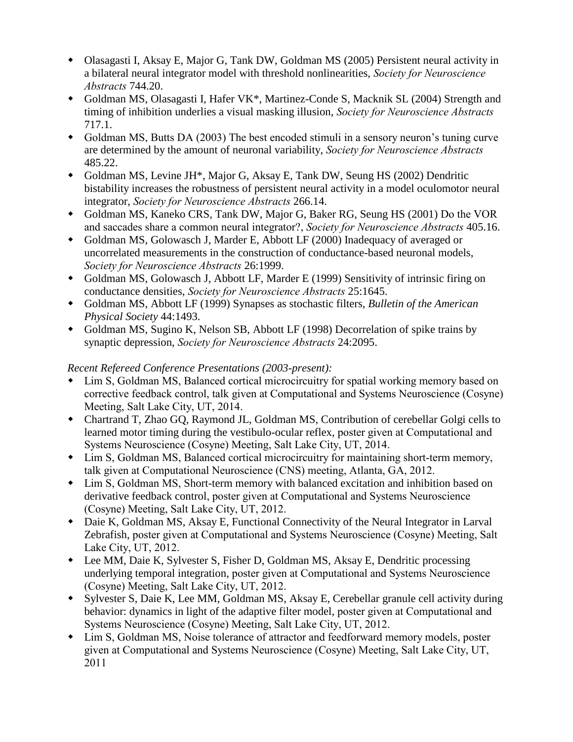- Olasagasti I, Aksay E, Major G, Tank DW, Goldman MS (2005) Persistent neural activity in a bilateral neural integrator model with threshold nonlinearities, *Society for Neuroscience Abstracts* 744.20.
- Goldman MS, Olasagasti I, Hafer VK*, Martinez-Conde S, Macknik SL (2004) Strength and timing of inhibition underlies a visual masking illusion, *Society for Neuroscience Abstracts* 717.1.
- Goldman MS, Butts DA (2003) The best encoded stimuli in a sensory neuron's tuning curve are determined by the amount of neuronal variability, *Society for Neuroscience Abstracts* 485.22.
- Goldman MS, Levine JH*, Major G, Aksay E, Tank DW, Seung HS (2002) Dendritic bistability increases the robustness of persistent neural activity in a model oculomotor neural integrator, *Society for Neuroscience Abstracts* 266.14.
- Goldman MS, Kaneko CRS, Tank DW, Major G, Baker RG, Seung HS (2001) Do the VOR and saccades share a common neural integrator?, *Society for Neuroscience Abstracts* 405.16.
- Goldman MS, Golowasch J, Marder E, Abbott LF (2000) Inadequacy of averaged or uncorrelated measurements in the construction of conductance-based neuronal models, *Society for Neuroscience Abstracts* 26:1999.
- Goldman MS, Golowasch J, Abbott LF, Marder E (1999) Sensitivity of intrinsic firing on conductance densities, *Society for Neuroscience Abstracts* 25:1645.
- Goldman MS, Abbott LF (1999) Synapses as stochastic filters, *Bulletin of the American Physical Society* 44:1493.
- Goldman MS, Sugino K, Nelson SB, Abbott LF (1998) Decorrelation of spike trains by synaptic depression, *Society for Neuroscience Abstracts* 24:2095.

*Recent Refereed Conference Presentations (2003-present):*

- Lim S, Goldman MS, Balanced cortical microcircuitry for spatial working memory based on corrective feedback control, talk given at Computational and Systems Neuroscience (Cosyne) Meeting, Salt Lake City, UT, 2014.
- Chartrand T, Zhao GQ, Raymond JL, Goldman MS, Contribution of cerebellar Golgi cells to learned motor timing during the vestibulo-ocular reflex, poster given at Computational and Systems Neuroscience (Cosyne) Meeting, Salt Lake City, UT, 2014.
- Lim S, Goldman MS, Balanced cortical microcircuitry for maintaining short-term memory, talk given at Computational Neuroscience (CNS) meeting, Atlanta, GA, 2012.
- Lim S, Goldman MS, Short-term memory with balanced excitation and inhibition based on derivative feedback control, poster given at Computational and Systems Neuroscience (Cosyne) Meeting, Salt Lake City, UT, 2012.
- Daie K, Goldman MS, Aksay E, Functional Connectivity of the Neural Integrator in Larval Zebrafish, poster given at Computational and Systems Neuroscience (Cosyne) Meeting, Salt Lake City, UT, 2012.
- Lee MM, Daie K, Sylvester S, Fisher D, Goldman MS, Aksay E, Dendritic processing underlying temporal integration, poster given at Computational and Systems Neuroscience (Cosyne) Meeting, Salt Lake City, UT, 2012.
- Sylvester S, Daie K, Lee MM, Goldman MS, Aksay E, Cerebellar granule cell activity during behavior: dynamics in light of the adaptive filter model, poster given at Computational and Systems Neuroscience (Cosyne) Meeting, Salt Lake City, UT, 2012.
- Lim S, Goldman MS, Noise tolerance of attractor and feedforward memory models, poster given at Computational and Systems Neuroscience (Cosyne) Meeting, Salt Lake City, UT, 2011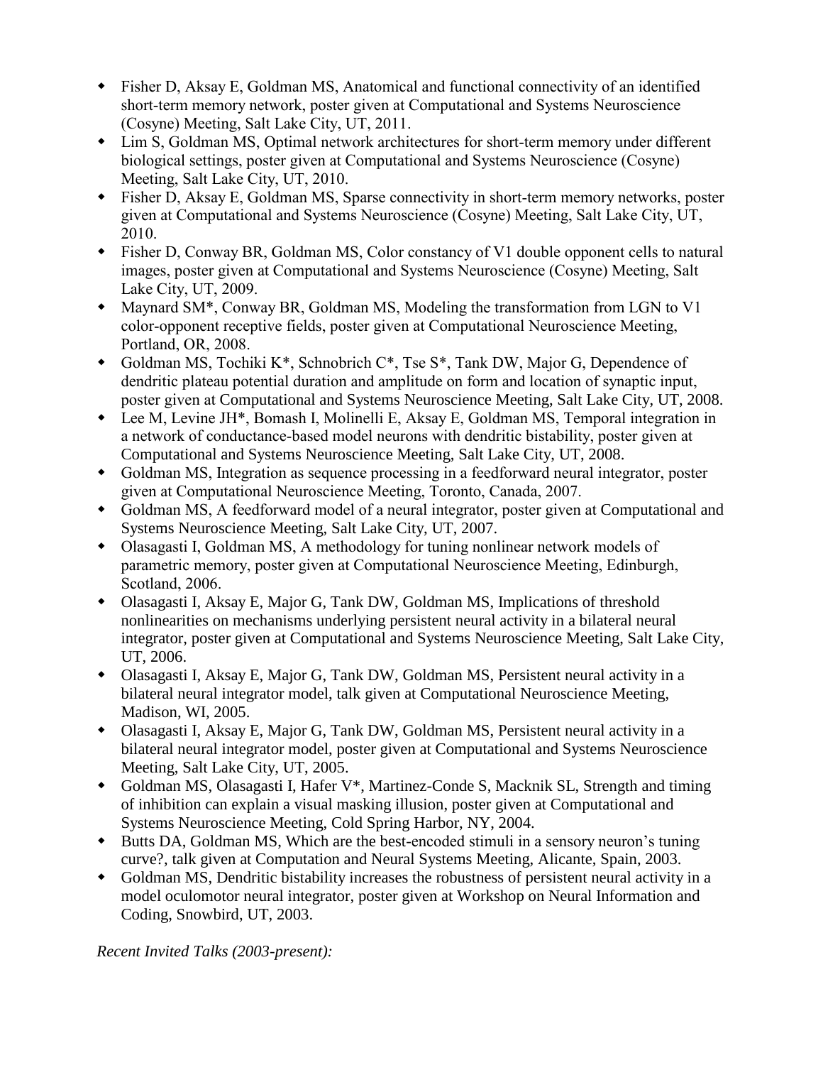- Fisher D, Aksay E, Goldman MS, Anatomical and functional connectivity of an identified short-term memory network, poster given at Computational and Systems Neuroscience (Cosyne) Meeting, Salt Lake City, UT, 2011.
- Lim S, Goldman MS, Optimal network architectures for short-term memory under different biological settings, poster given at Computational and Systems Neuroscience (Cosyne) Meeting, Salt Lake City, UT, 2010.
- Fisher D, Aksay E, Goldman MS, Sparse connectivity in short-term memory networks, poster given at Computational and Systems Neuroscience (Cosyne) Meeting, Salt Lake City, UT, 2010.
- Fisher D, Conway BR, Goldman MS, Color constancy of V1 double opponent cells to natural images, poster given at Computational and Systems Neuroscience (Cosyne) Meeting, Salt Lake City, UT, 2009.
- Maynard SM*, Conway BR, Goldman MS, Modeling the transformation from LGN to V1 color-opponent receptive fields, poster given at Computational Neuroscience Meeting, Portland, OR, 2008.
- Goldman MS, Tochiki K*, Schnobrich C*, Tse S*, Tank DW, Major G, Dependence of dendritic plateau potential duration and amplitude on form and location of synaptic input, poster given at Computational and Systems Neuroscience Meeting, Salt Lake City, UT, 2008.
- Lee M, Levine JH*, Bomash I, Molinelli E, Aksay E, Goldman MS, Temporal integration in a network of conductance-based model neurons with dendritic bistability, poster given at Computational and Systems Neuroscience Meeting, Salt Lake City, UT, 2008.
- Goldman MS, Integration as sequence processing in a feedforward neural integrator, poster given at Computational Neuroscience Meeting, Toronto, Canada, 2007.
- Goldman MS, A feedforward model of a neural integrator, poster given at Computational and Systems Neuroscience Meeting, Salt Lake City, UT, 2007.
- Olasagasti I, Goldman MS, A methodology for tuning nonlinear network models of parametric memory, poster given at Computational Neuroscience Meeting, Edinburgh, Scotland, 2006.
- Olasagasti I, Aksay E, Major G, Tank DW, Goldman MS, Implications of threshold nonlinearities on mechanisms underlying persistent neural activity in a bilateral neural integrator, poster given at Computational and Systems Neuroscience Meeting, Salt Lake City, UT, 2006.
- Olasagasti I, Aksay E, Major G, Tank DW, Goldman MS, Persistent neural activity in a bilateral neural integrator model, talk given at Computational Neuroscience Meeting, Madison, WI, 2005.
- Olasagasti I, Aksay E, Major G, Tank DW, Goldman MS, Persistent neural activity in a bilateral neural integrator model, poster given at Computational and Systems Neuroscience Meeting, Salt Lake City, UT, 2005.
- Goldman MS, Olasagasti I, Hafer V*, Martinez-Conde S, Macknik SL, Strength and timing of inhibition can explain a visual masking illusion, poster given at Computational and Systems Neuroscience Meeting, Cold Spring Harbor, NY, 2004.
- Butts DA, Goldman MS, Which are the best-encoded stimuli in a sensory neuron's tuning curve?, talk given at Computation and Neural Systems Meeting, Alicante, Spain, 2003.
- Goldman MS, Dendritic bistability increases the robustness of persistent neural activity in a model oculomotor neural integrator, poster given at Workshop on Neural Information and Coding, Snowbird, UT, 2003.

*Recent Invited Talks (2003-present):*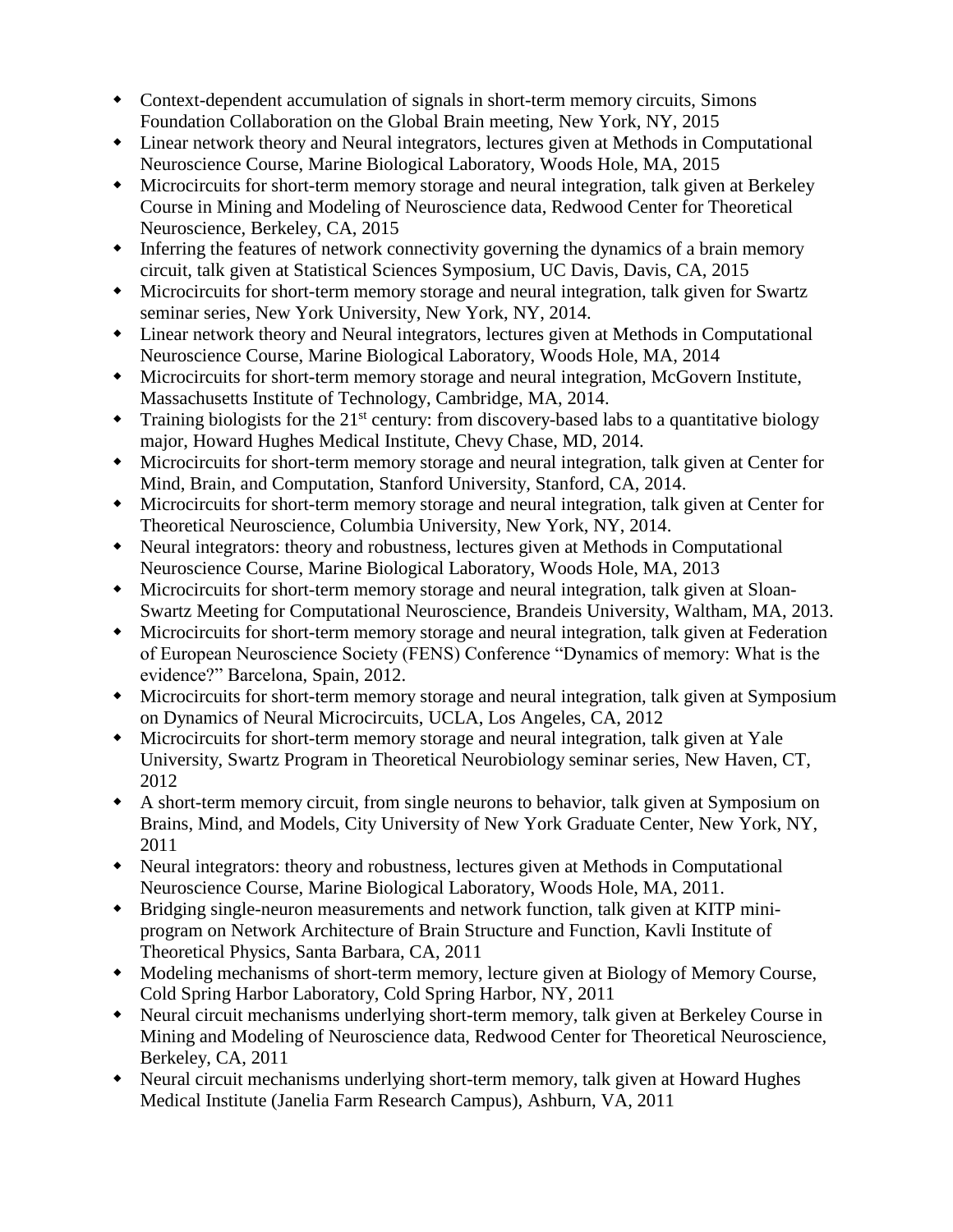- Context-dependent accumulation of signals in short-term memory circuits, Simons Foundation Collaboration on the Global Brain meeting, New York, NY, 2015
- Linear network theory and Neural integrators, lectures given at Methods in Computational Neuroscience Course, Marine Biological Laboratory, Woods Hole, MA, 2015
- Microcircuits for short-term memory storage and neural integration, talk given at Berkeley Course in Mining and Modeling of Neuroscience data, Redwood Center for Theoretical Neuroscience, Berkeley, CA, 2015
- Inferring the features of network connectivity governing the dynamics of a brain memory circuit, talk given at Statistical Sciences Symposium, UC Davis, Davis, CA, 2015
- Microcircuits for short-term memory storage and neural integration, talk given for Swartz seminar series, New York University, New York, NY, 2014.
- Linear network theory and Neural integrators, lectures given at Methods in Computational Neuroscience Course, Marine Biological Laboratory, Woods Hole, MA, 2014
- Microcircuits for short-term memory storage and neural integration, McGovern Institute, Massachusetts Institute of Technology, Cambridge, MA, 2014.
- Training biologists for the 21st century: from discovery-based labs to a quantitative biology major, Howard Hughes Medical Institute, Chevy Chase, MD, 2014.
- Microcircuits for short-term memory storage and neural integration, talk given at Center for Mind, Brain, and Computation, Stanford University, Stanford, CA, 2014.
- Microcircuits for short-term memory storage and neural integration, talk given at Center for Theoretical Neuroscience, Columbia University, New York, NY, 2014.
- Neural integrators: theory and robustness, lectures given at Methods in Computational Neuroscience Course, Marine Biological Laboratory, Woods Hole, MA, 2013
- Microcircuits for short-term memory storage and neural integration, talk given at Sloan-Swartz Meeting for Computational Neuroscience, Brandeis University, Waltham, MA, 2013.
- Microcircuits for short-term memory storage and neural integration, talk given at Federation of European Neuroscience Society (FENS) Conference "Dynamics of memory: What is the evidence?" Barcelona, Spain, 2012.
- Microcircuits for short-term memory storage and neural integration, talk given at Symposium on Dynamics of Neural Microcircuits, UCLA, Los Angeles, CA, 2012
- Microcircuits for short-term memory storage and neural integration, talk given at Yale University, Swartz Program in Theoretical Neurobiology seminar series, New Haven, CT, 2012
- A short-term memory circuit, from single neurons to behavior, talk given at Symposium on Brains, Mind, and Models, City University of New York Graduate Center, New York, NY, 2011
- Neural integrators: theory and robustness, lectures given at Methods in Computational Neuroscience Course, Marine Biological Laboratory, Woods Hole, MA, 2011.
- Bridging single-neuron measurements and network function, talk given at KITP mini-program on Network Architecture of Brain Structure and Function, Kavli Institute of Theoretical Physics, Santa Barbara, CA, 2011
- Modeling mechanisms of short-term memory, lecture given at Biology of Memory Course, Cold Spring Harbor Laboratory, Cold Spring Harbor, NY, 2011
- Neural circuit mechanisms underlying short-term memory, talk given at Berkeley Course in Mining and Modeling of Neuroscience data, Redwood Center for Theoretical Neuroscience, Berkeley, CA, 2011
- Neural circuit mechanisms underlying short-term memory, talk given at Howard Hughes Medical Institute (Janelia Farm Research Campus), Ashburn, VA, 2011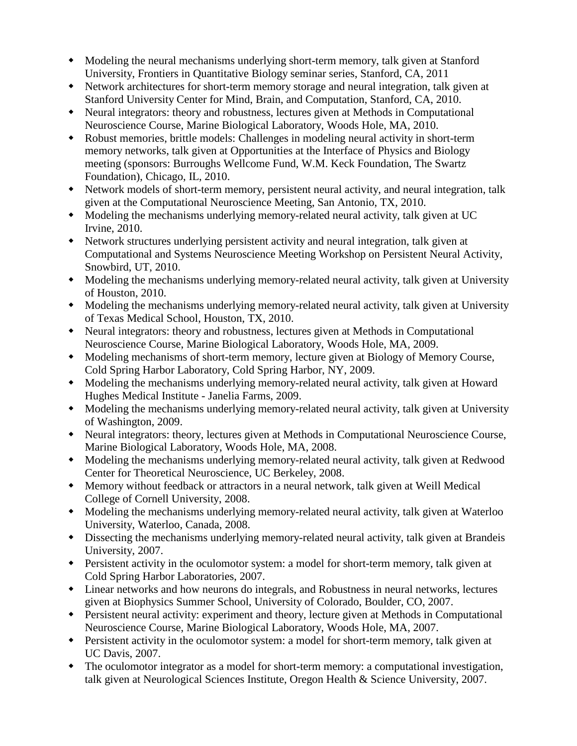- Modeling the neural mechanisms underlying short-term memory, talk given at Stanford University, Frontiers in Quantitative Biology seminar series, Stanford, CA, 2011
- Network architectures for short-term memory storage and neural integration, talk given at Stanford University Center for Mind, Brain, and Computation, Stanford, CA, 2010.
- Neural integrators: theory and robustness, lectures given at Methods in Computational Neuroscience Course, Marine Biological Laboratory, Woods Hole, MA, 2010.
- Robust memories, brittle models: Challenges in modeling neural activity in short-term memory networks, talk given at Opportunities at the Interface of Physics and Biology meeting (sponsors: Burroughs Wellcome Fund, W.M. Keck Foundation, The Swartz Foundation), Chicago, IL, 2010.
- Network models of short-term memory, persistent neural activity, and neural integration, talk given at the Computational Neuroscience Meeting, San Antonio, TX, 2010.
- Modeling the mechanisms underlying memory-related neural activity, talk given at UC Irvine, 2010.
- Network structures underlying persistent activity and neural integration, talk given at Computational and Systems Neuroscience Meeting Workshop on Persistent Neural Activity, Snowbird, UT, 2010.
- Modeling the mechanisms underlying memory-related neural activity, talk given at University of Houston, 2010.
- Modeling the mechanisms underlying memory-related neural activity, talk given at University of Texas Medical School, Houston, TX, 2010.
- Neural integrators: theory and robustness, lectures given at Methods in Computational Neuroscience Course, Marine Biological Laboratory, Woods Hole, MA, 2009.
- Modeling mechanisms of short-term memory, lecture given at Biology of Memory Course, Cold Spring Harbor Laboratory, Cold Spring Harbor, NY, 2009.
- Modeling the mechanisms underlying memory-related neural activity, talk given at Howard Hughes Medical Institute - Janelia Farms, 2009.
- Modeling the mechanisms underlying memory-related neural activity, talk given at University of Washington, 2009.
- Neural integrators: theory, lectures given at Methods in Computational Neuroscience Course, Marine Biological Laboratory, Woods Hole, MA, 2008.
- Modeling the mechanisms underlying memory-related neural activity, talk given at Redwood Center for Theoretical Neuroscience, UC Berkeley, 2008.
- Memory without feedback or attractors in a neural network, talk given at Weill Medical College of Cornell University, 2008.
- Modeling the mechanisms underlying memory-related neural activity, talk given at Waterloo University, Waterloo, Canada, 2008.
- Dissecting the mechanisms underlying memory-related neural activity, talk given at Brandeis University, 2007.
- Persistent activity in the oculomotor system: a model for short-term memory, talk given at Cold Spring Harbor Laboratories, 2007.
- Linear networks and how neurons do integrals, and Robustness in neural networks, lectures given at Biophysics Summer School, University of Colorado, Boulder, CO, 2007.
- Persistent neural activity: experiment and theory, lecture given at Methods in Computational Neuroscience Course, Marine Biological Laboratory, Woods Hole, MA, 2007.
- Persistent activity in the oculomotor system: a model for short-term memory, talk given at UC Davis, 2007.
- The oculomotor integrator as a model for short-term memory: a computational investigation, talk given at Neurological Sciences Institute, Oregon Health & Science University, 2007.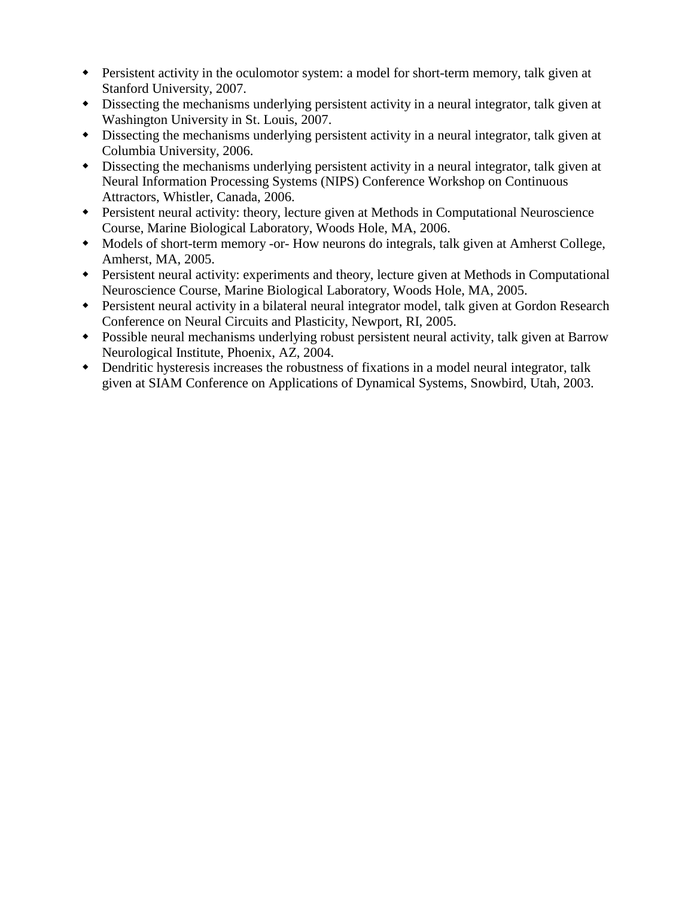- Persistent activity in the oculomotor system: a model for short-term memory, talk given at Stanford University, 2007.
- Dissecting the mechanisms underlying persistent activity in a neural integrator, talk given at Washington University in St. Louis, 2007.
- Dissecting the mechanisms underlying persistent activity in a neural integrator, talk given at Columbia University, 2006.
- Dissecting the mechanisms underlying persistent activity in a neural integrator, talk given at Neural Information Processing Systems (NIPS) Conference Workshop on Continuous Attractors, Whistler, Canada, 2006.
- Persistent neural activity: theory, lecture given at Methods in Computational Neuroscience Course, Marine Biological Laboratory, Woods Hole, MA, 2006.
- Models of short-term memory -or- How neurons do integrals, talk given at Amherst College, Amherst, MA, 2005.
- Persistent neural activity: experiments and theory, lecture given at Methods in Computational Neuroscience Course, Marine Biological Laboratory, Woods Hole, MA, 2005.
- Persistent neural activity in a bilateral neural integrator model, talk given at Gordon Research Conference on Neural Circuits and Plasticity, Newport, RI, 2005.
- Possible neural mechanisms underlying robust persistent neural activity, talk given at Barrow Neurological Institute, Phoenix, AZ, 2004.
- Dendritic hysteresis increases the robustness of fixations in a model neural integrator, talk given at SIAM Conference on Applications of Dynamical Systems, Snowbird, Utah, 2003.